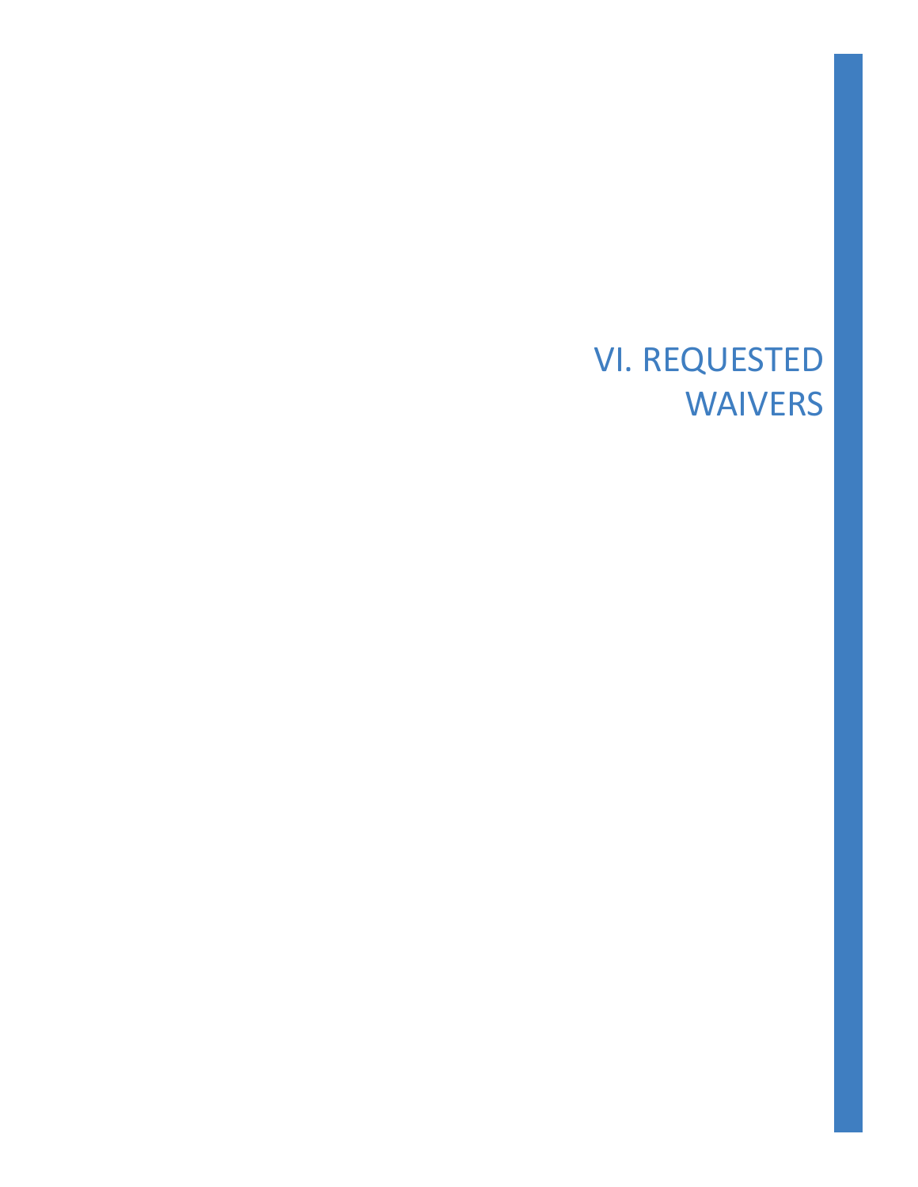# VI. REQUESTED WAIVERS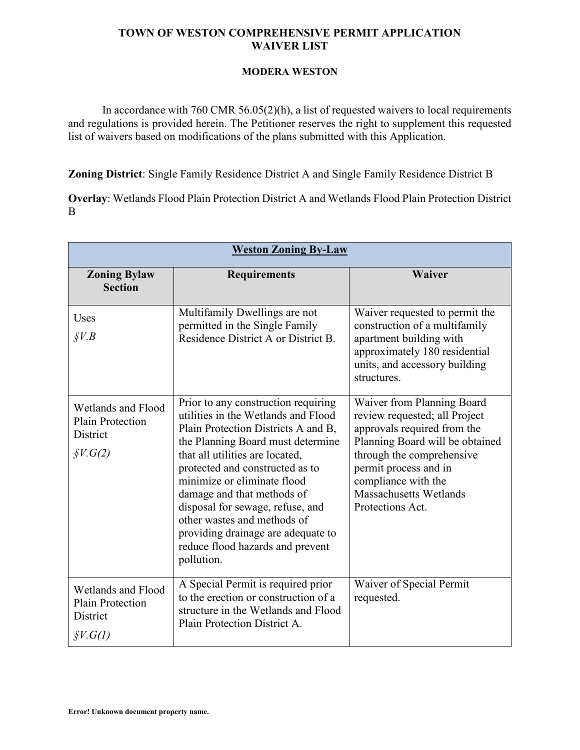# TOWN OF WESTON COMPREHENSIVE PERMIT APPLICATION WAIVER LIST

## MODERA WESTON

In accordance with 760 CMR 56.05(2)(h), a list of requested waivers to local requirements and regulations is provided herein. The Petitioner reserves the right to supplement this requested list of waivers based on modifications of the plans submitted with this Application.

**Zoning District**: Single Family Residence District A and Single Family Residence District B

**Overlay**: Wetlands Flood Plain Protection District A and Wetlands Flood Plain Protection District B

| Weston Zoning By-Law | | |
|---|---|---|
| **Zoning Bylaw Section** | **Requirements** | **Waiver** |
| Uses<br>*§V.B* | Multifamily Dwellings are not permitted in the Single Family Residence District A or District B. | Waiver requested to permit the construction of a multifamily apartment building with approximately 180 residential units, and accessory building structures. |
| Wetlands and Flood Plain Protection District<br>*§V.G(2)* | Prior to any construction requiring utilities in the Wetlands and Flood Plain Protection Districts A and B, the Planning Board must determine that all utilities are located, protected and constructed as to minimize or eliminate flood damage and that methods of disposal for sewage, refuse, and other wastes and methods of providing drainage are adequate to reduce flood hazards and prevent pollution. | Waiver from Planning Board review requested; all Project approvals required from the Planning Board will be obtained through the comprehensive permit process and in compliance with the Massachusetts Wetlands Protections Act. |
| Wetlands and Flood Plain Protection District<br>*§V.G(1)* | A Special Permit is required prior to the erection or construction of a structure in the Wetlands and Flood Plain Protection District A. | Waiver of Special Permit requested. |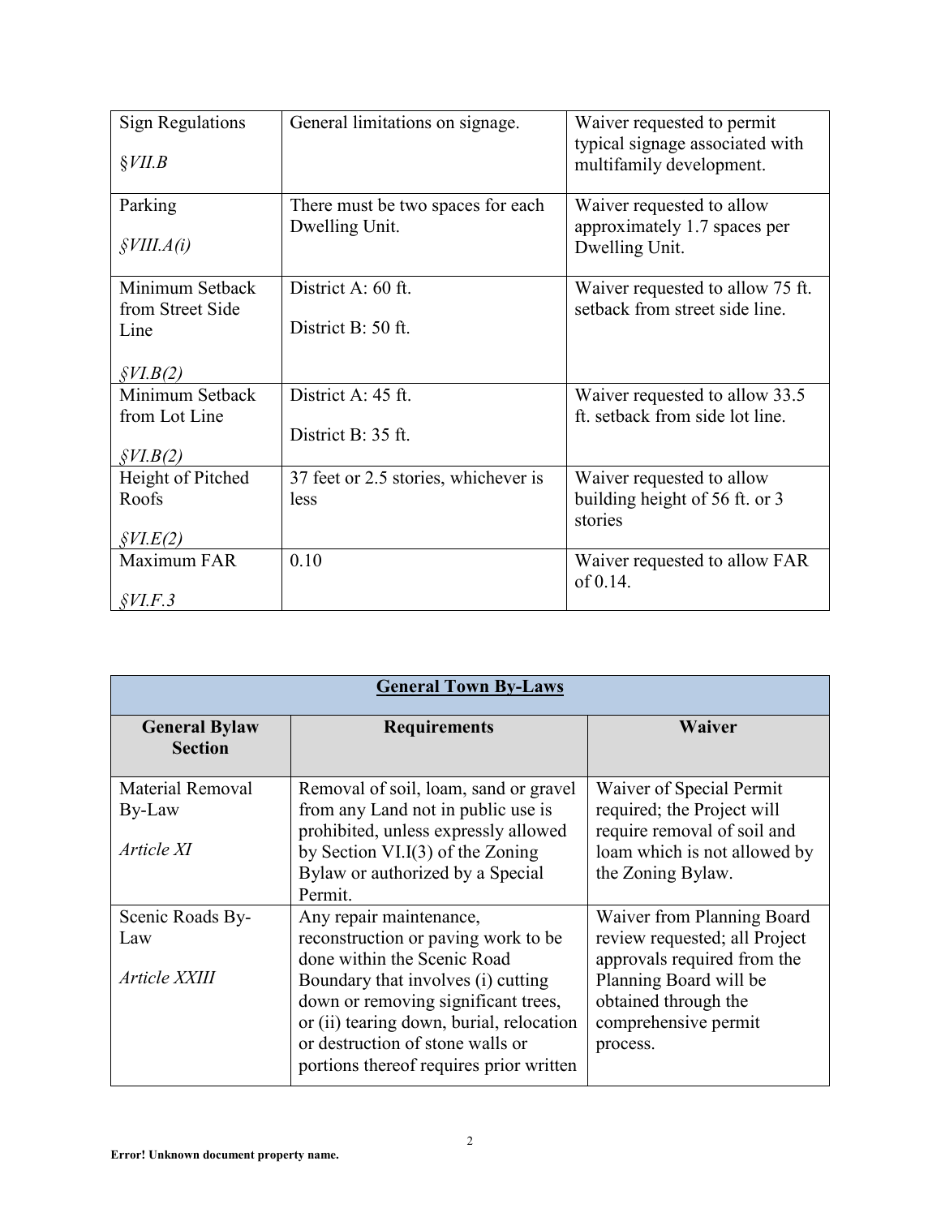| | | |
|---|---|---|
| Sign Regulations<br><br>*§VII.B* | General limitations on signage. | Waiver requested to permit typical signage associated with multifamily development. |
| Parking<br><br>*§VIII.A(i)* | There must be two spaces for each Dwelling Unit. | Waiver requested to allow approximately 1.7 spaces per Dwelling Unit. |
| Minimum Setback from Street Side Line<br><br>*§VI.B(2)* | District A: 60 ft.<br><br>District B: 50 ft. | Waiver requested to allow 75 ft. setback from street side line. |
| Minimum Setback from Lot Line<br><br>*§VI.B(2)* | District A: 45 ft.<br><br>District B: 35 ft. | Waiver requested to allow 33.5 ft. setback from side lot line. |
| Height of Pitched Roofs<br><br>*§VI.E(2)* | 37 feet or 2.5 stories, whichever is less | Waiver requested to allow building height of 56 ft. or 3 stories |
| Maximum FAR<br><br>*§VI.F.3* | 0.10 | Waiver requested to allow FAR of 0.14. |

| **General Town By-Laws** | | |
|---|---|---|
| **General Bylaw Section** | **Requirements** | **Waiver** |
| Material Removal By-Law<br><br>*Article XI* | Removal of soil, loam, sand or gravel from any Land not in public use is prohibited, unless expressly allowed by Section VI.I(3) of the Zoning Bylaw or authorized by a Special Permit. | Waiver of Special Permit required; the Project will require removal of soil and loam which is not allowed by the Zoning Bylaw. |
| Scenic Roads By-Law<br><br>*Article XXIII* | Any repair maintenance, reconstruction or paving work to be done within the Scenic Road Boundary that involves (i) cutting down or removing significant trees, or (ii) tearing down, burial, relocation or destruction of stone walls or portions thereof requires prior written | Waiver from Planning Board review requested; all Project approvals required from the Planning Board will be obtained through the comprehensive permit process. |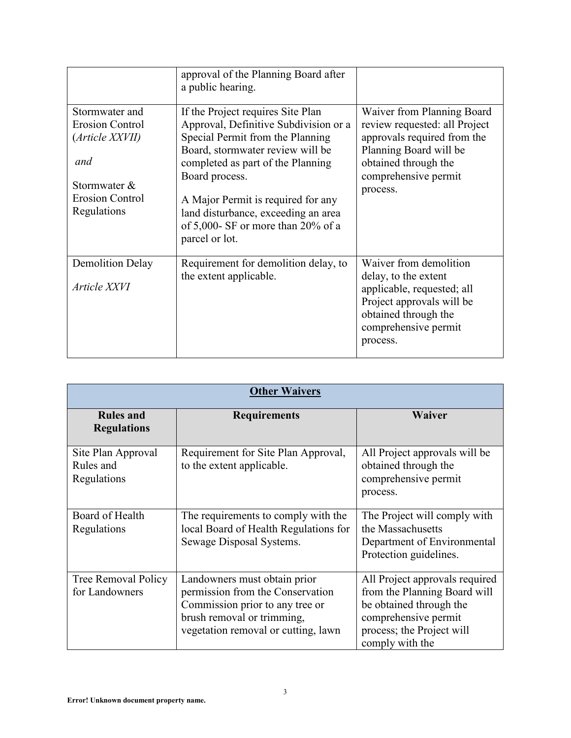| | | |
|---|---|---|
| | approval of the Planning Board after a public hearing. | |
| Stormwater and Erosion Control (*Article XXVII)* *and* Stormwater & Erosion Control Regulations | If the Project requires Site Plan Approval, Definitive Subdivision or a Special Permit from the Planning Board, stormwater review will be completed as part of the Planning Board process. A Major Permit is required for any land disturbance, exceeding an area of 5,000- SF or more than 20% of a parcel or lot. | Waiver from Planning Board review requested: all Project approvals required from the Planning Board will be obtained through the comprehensive permit process. |
| Demolition Delay *Article XXVI* | Requirement for demolition delay, to the extent applicable. | Waiver from demolition delay, to the extent applicable, requested; all Project approvals will be obtained through the comprehensive permit process. |

| **Other Waivers** | | |
|---|---|---|
| **Rules and Regulations** | **Requirements** | **Waiver** |
| Site Plan Approval Rules and Regulations | Requirement for Site Plan Approval, to the extent applicable. | All Project approvals will be obtained through the comprehensive permit process. |
| Board of Health Regulations | The requirements to comply with the local Board of Health Regulations for Sewage Disposal Systems. | The Project will comply with the Massachusetts Department of Environmental Protection guidelines. |
| Tree Removal Policy for Landowners | Landowners must obtain prior permission from the Conservation Commission prior to any tree or brush removal or trimming, vegetation removal or cutting, lawn | All Project approvals required from the Planning Board will be obtained through the comprehensive permit process; the Project will comply with the |

**Error! Unknown document property name.**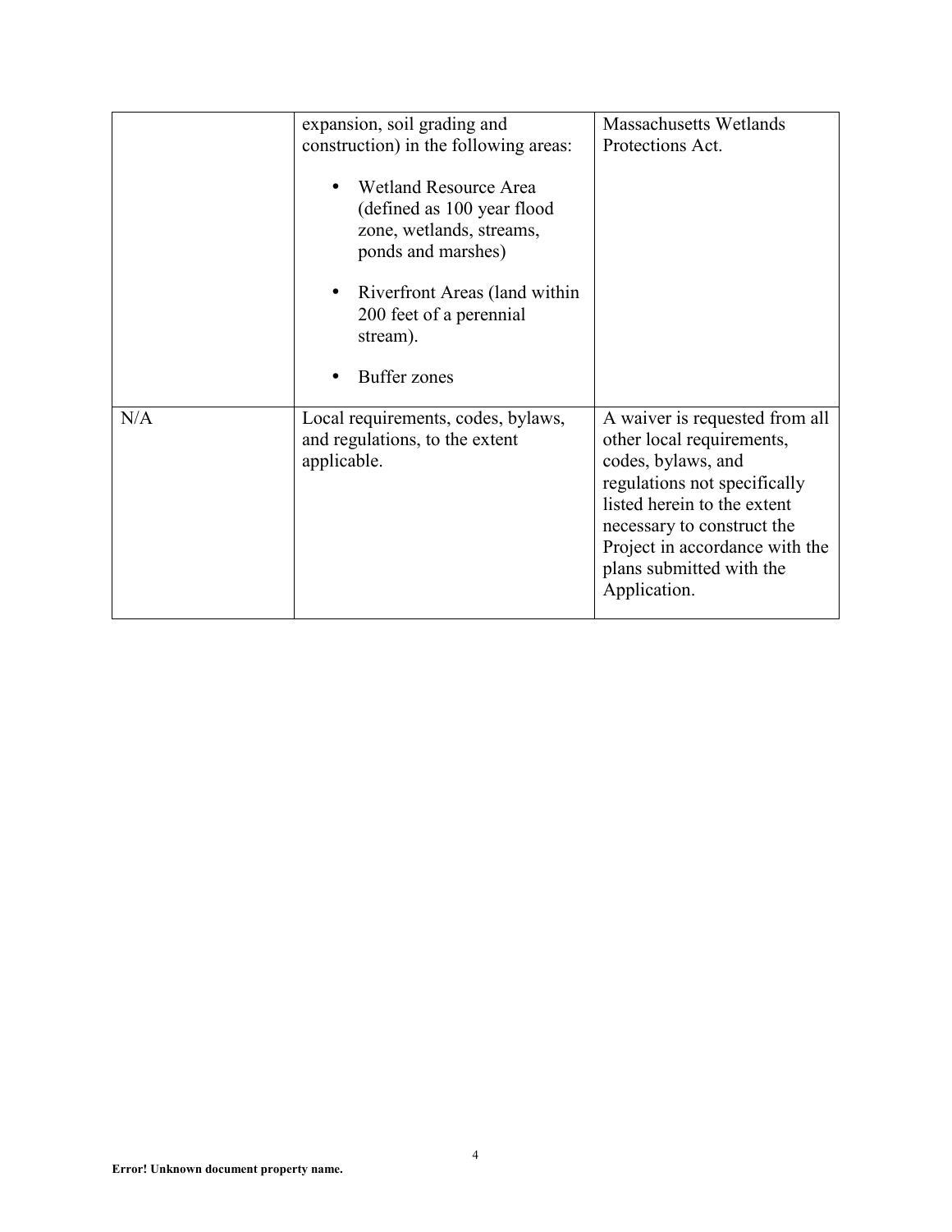| | | |
|---|---|---|
| | expansion, soil grading and construction) in the following areas:<br><br>• Wetland Resource Area (defined as 100 year flood zone, wetlands, streams, ponds and marshes)<br><br>• Riverfront Areas (land within 200 feet of a perennial stream).<br><br>• Buffer zones | Massachusetts Wetlands Protections Act. |
| N/A | Local requirements, codes, bylaws, and regulations, to the extent applicable. | A waiver is requested from all other local requirements, codes, bylaws, and regulations not specifically listed herein to the extent necessary to construct the Project in accordance with the plans submitted with the Application. |

**Error! Unknown document property name.**